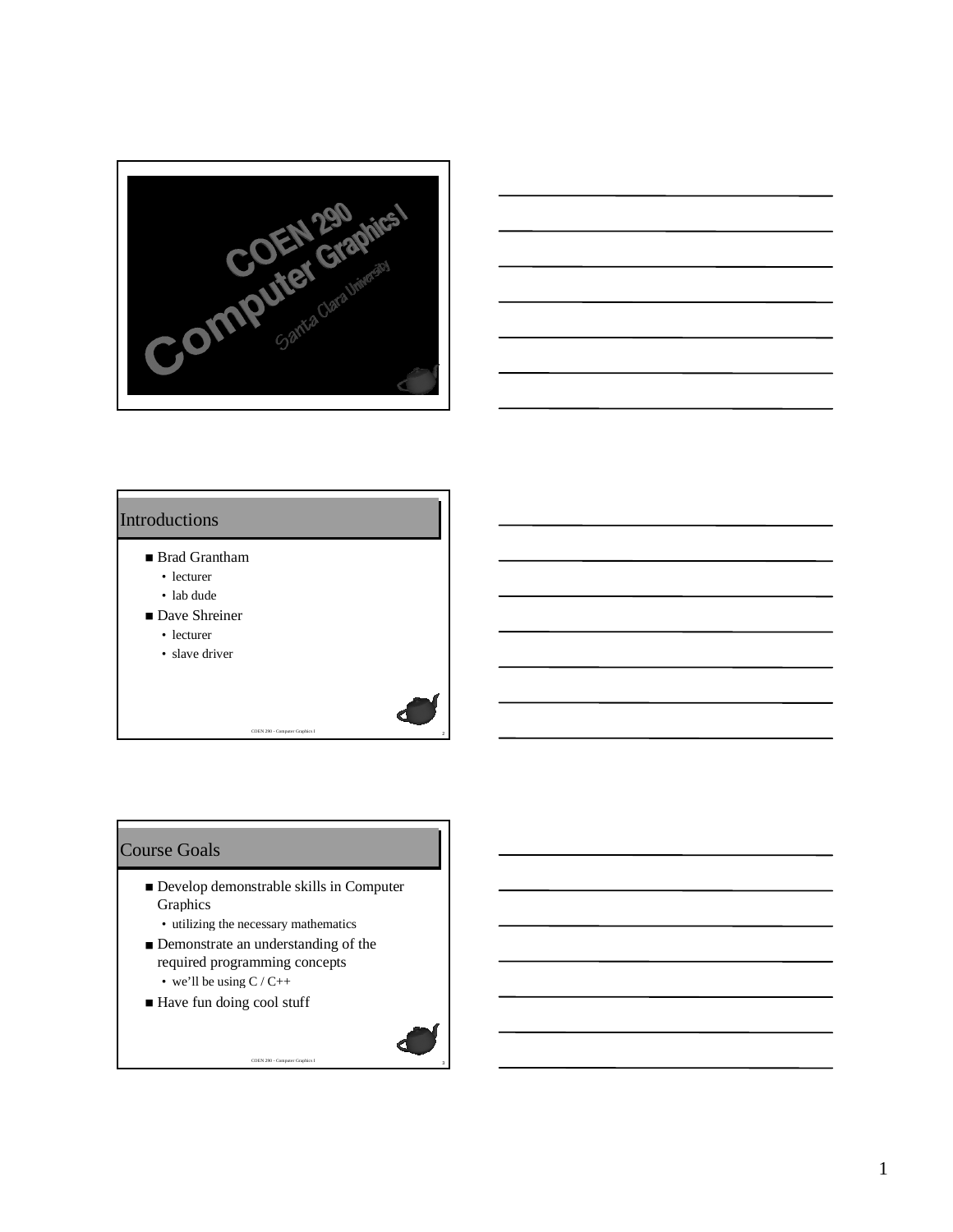# COEN 290 Computer Graphics I

Santa Clara University

## Introductions

- Brad Grantham
  - lecturer
  - lab dude
- Dave Shreiner
  - lecturer
  - slave driver

## Course Goals

- Develop demonstrable skills in Computer Graphics
  - utilizing the necessary mathematics
- Demonstrate an understanding of the required programming concepts
  - we'll be using C / C++
- Have fun doing cool stuff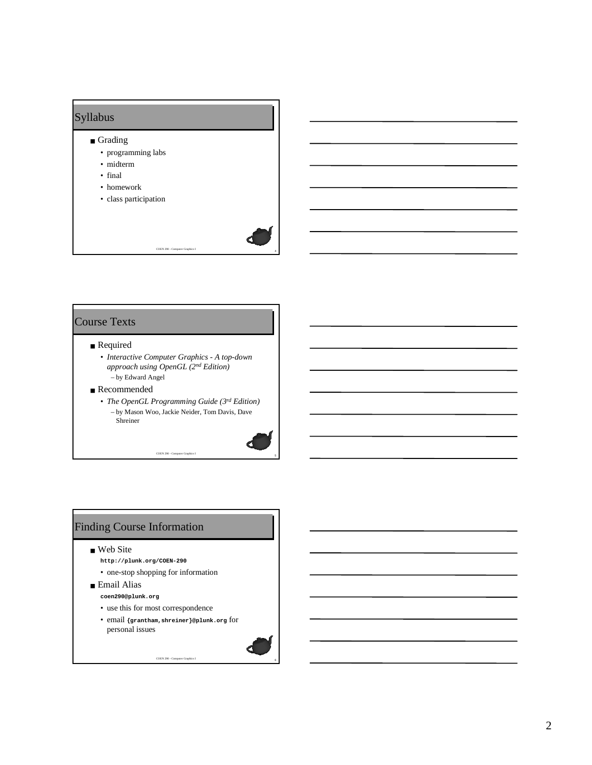## Syllabus

- Grading
  - programming labs
  - midterm
  - final
  - homework
  - class participation

## Course Texts

- Required
  - *Interactive Computer Graphics - A top-down approach using OpenGL (2nd Edition)*
    - by Edward Angel
- Recommended
  - *The OpenGL Programming Guide (3rd Edition)*
    - by Mason Woo, Jackie Neider, Tom Davis, Dave Shreiner

## Finding Course Information

- Web Site

  **`http://plunk.org/COEN-290`**

  - one-stop shopping for information
- Email Alias

  **`coen290@plunk.org`**

  - use this for most correspondence
  - email **`{grantham,shreiner}@plunk.org`** for personal issues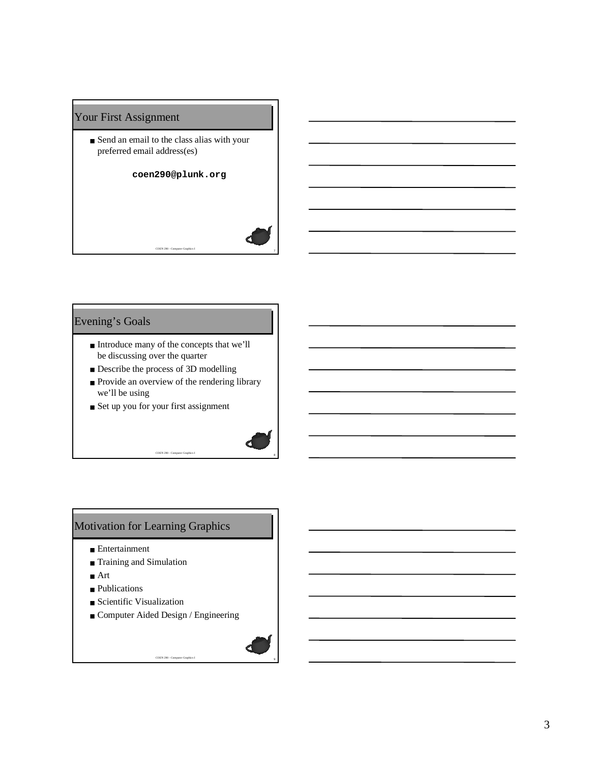## Your First Assignment

- Send an email to the class alias with your preferred email address(es)

**coen290@plunk.org**

## Evening's Goals

- Introduce many of the concepts that we'll be discussing over the quarter
- Describe the process of 3D modelling
- Provide an overview of the rendering library we'll be using
- Set up you for your first assignment

## Motivation for Learning Graphics

- Entertainment
- Training and Simulation
- Art
- Publications
- Scientific Visualization
- Computer Aided Design / Engineering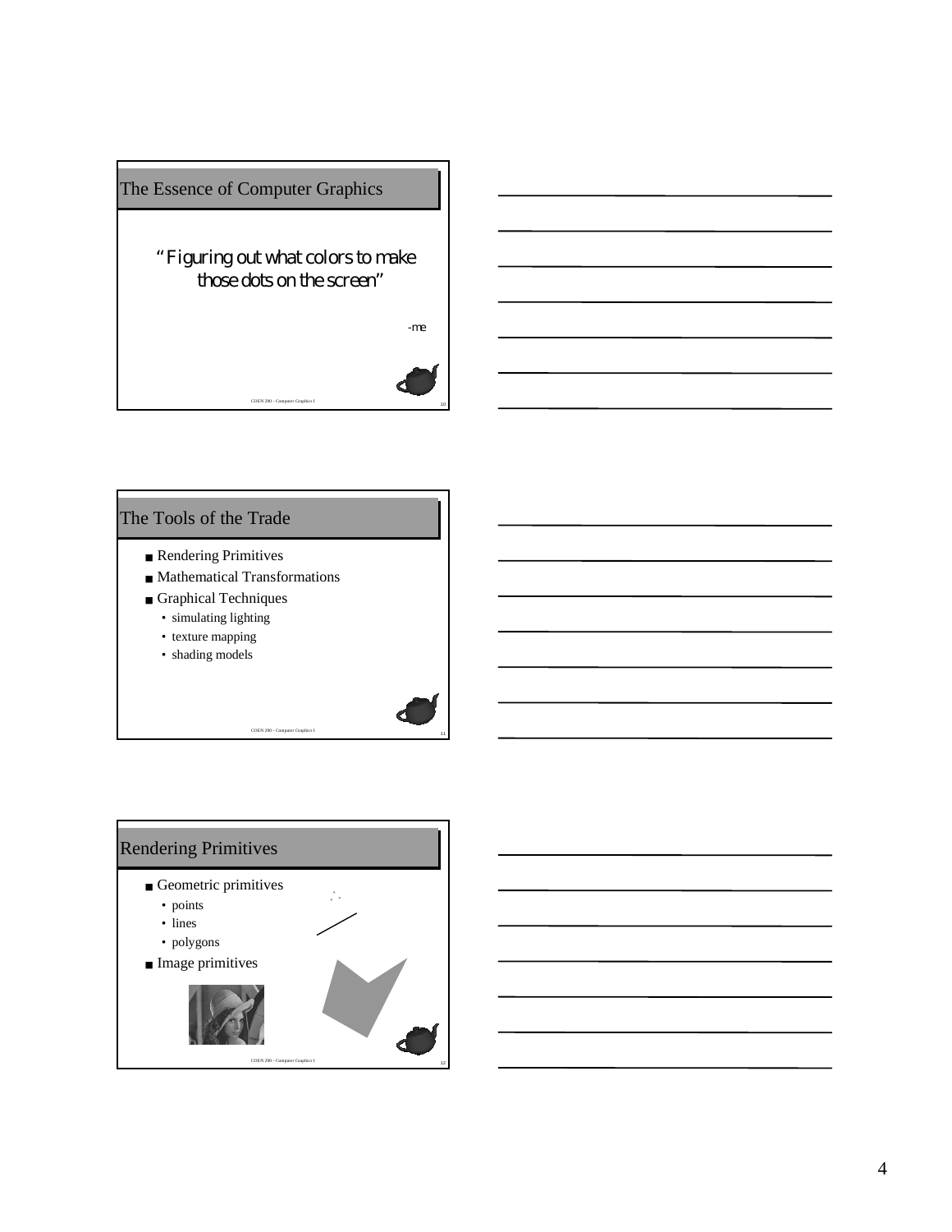## The Essence of Computer Graphics

"Figuring out what colors to make those dots on the screen"

-me

## The Tools of the Trade

- Rendering Primitives
- Mathematical Transformations
- Graphical Techniques
  - simulating lighting
  - texture mapping
  - shading models

## Rendering Primitives

- Geometric primitives
  - points
  - lines
  - polygons
- Image primitives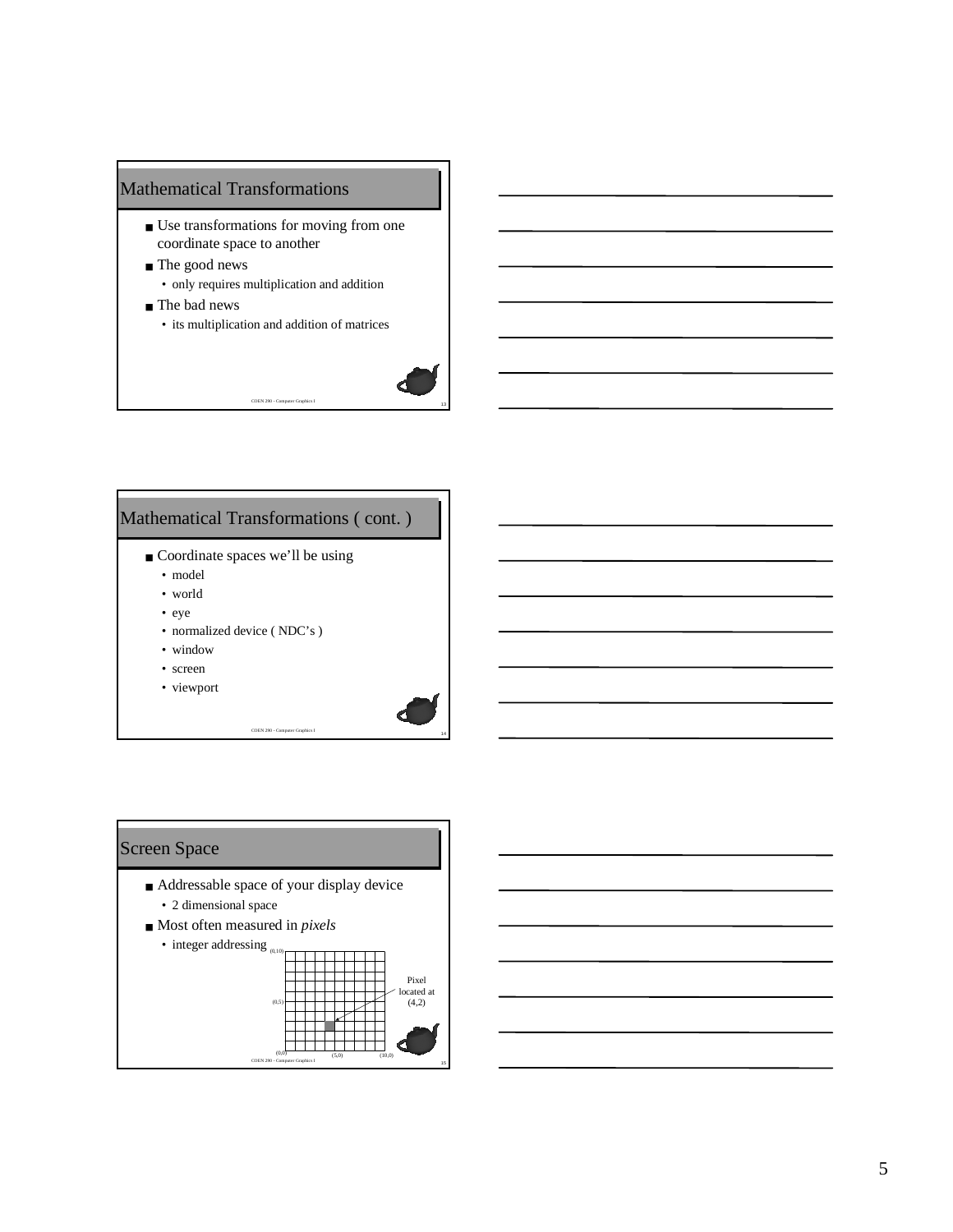## Mathematical Transformations

- Use transformations for moving from one coordinate space to another
- The good news
  - only requires multiplication and addition
- The bad news
  - its multiplication and addition of matrices

## Mathematical Transformations ( cont. )

- Coordinate spaces we'll be using
  - model
  - world
  - eye
  - normalized device ( NDC's )
  - window
  - screen
  - viewport

## Screen Space

- Addressable space of your display device
  - 2 dimensional space
- Most often measured in *pixels*
  - integer addressing

(0,10)

(0,5)

(0,0) (5,0) (10,0)

Pixel located at (4,2)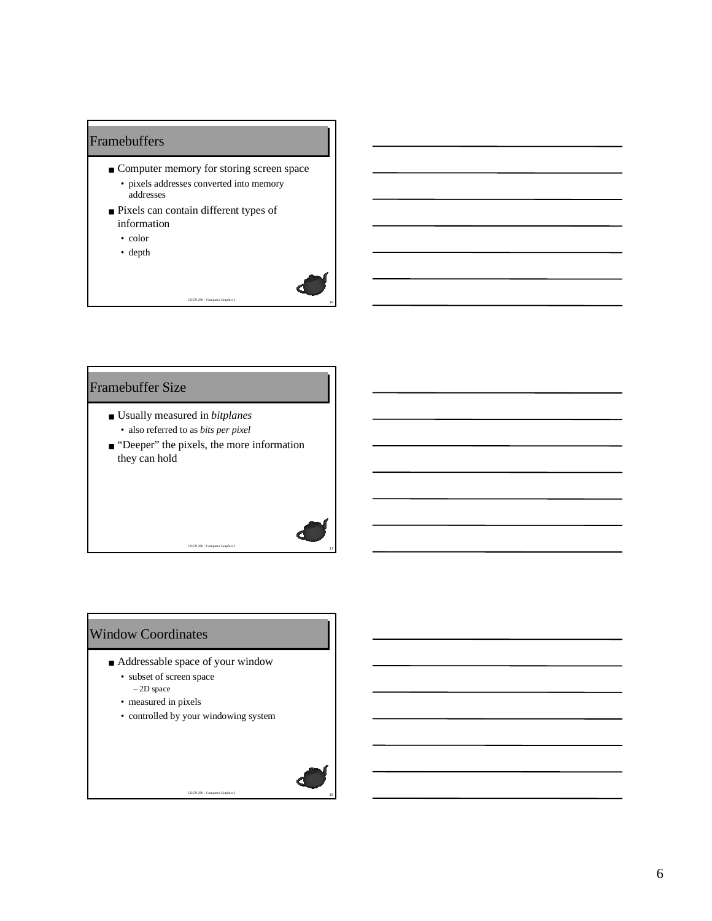## Framebuffers

- Computer memory for storing screen space
  - pixels addresses converted into memory addresses
- Pixels can contain different types of information
  - color
  - depth

## Framebuffer Size

- Usually measured in *bitplanes*
  - also referred to as *bits per pixel*
- "Deeper" the pixels, the more information they can hold

## Window Coordinates

- Addressable space of your window
  - subset of screen space
    - 2D space
  - measured in pixels
  - controlled by your windowing system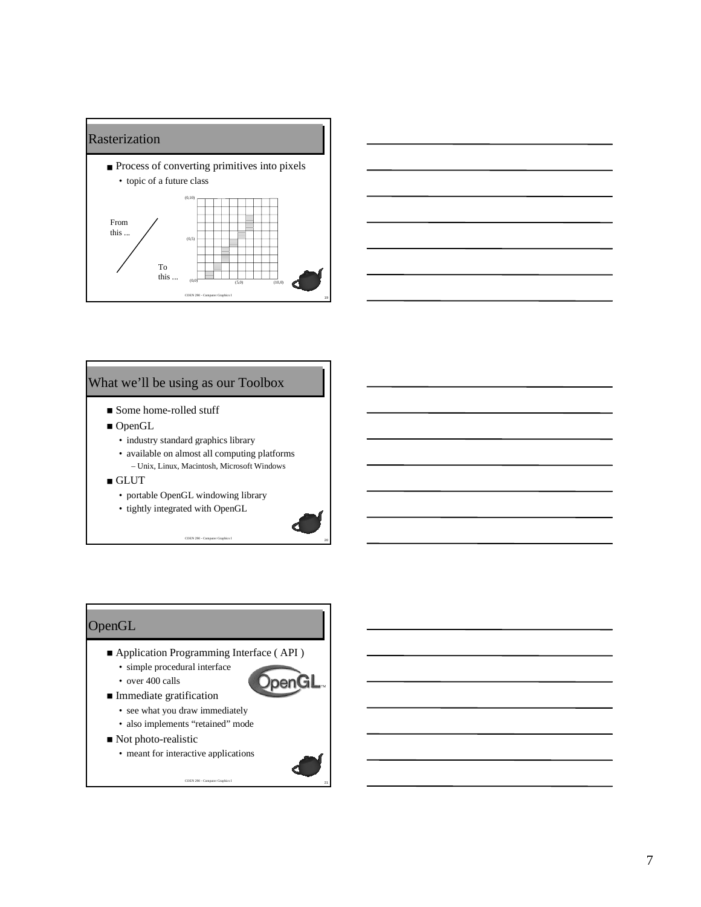## Rasterization

- Process of converting primitives into pixels
  - topic of a future class

From this ...

To this ...

(0,10)

(0,5)

(0,0) (5,0) (10,0)

COEN 290 - Computer Graphics I

## What we'll be using as our Toolbox

- Some home-rolled stuff
- OpenGL
  - industry standard graphics library
  - available on almost all computing platforms
    - Unix, Linux, Macintosh, Microsoft Windows
- GLUT
  - portable OpenGL windowing library
  - tightly integrated with OpenGL

COEN 290 - Computer Graphics I

## OpenGL

- Application Programming Interface ( API )
  - simple procedural interface
  - over 400 calls
- Immediate gratification
  - see what you draw immediately
  - also implements "retained" mode
- Not photo-realistic
  - meant for interactive applications

COEN 290 - Computer Graphics I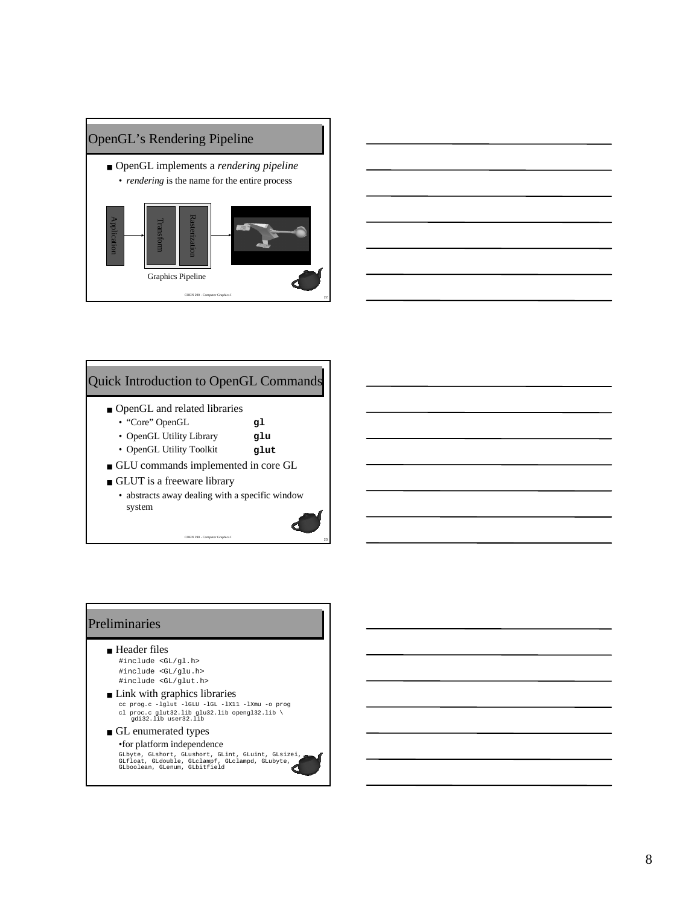## OpenGL's Rendering Pipeline

- OpenGL implements a *rendering pipeline*
  - *rendering* is the name for the entire process

Application → Transform → Rasterization

Graphics Pipeline

## Quick Introduction to OpenGL Commands

- OpenGL and related libraries
  - "Core" OpenGL **gl**
  - OpenGL Utility Library **glu**
  - OpenGL Utility Toolkit **glut**
- GLU commands implemented in core GL
- GLUT is a freeware library
  - abstracts away dealing with a specific window system

## Preliminaries

- Header files

```
#include <GL/gl.h>
#include <GL/glu.h>
#include <GL/glut.h>
```

- Link with graphics libraries

```
cc prog.c -lglut -lGLU -lGL -lX11 -lXmu -o prog
cl proc.c glut32.lib glu32.lib opengl32.lib \
    gdi32.lib user32.lib
```

- GL enumerated types
  - for platform independence

```
GLbyte, GLshort, GLushort, GLint, GLuint, GLsizei,
GLfloat, GLdouble, GLclampf, GLclampd, GLubyte,
GLboolean, GLenum, GLbitfield
```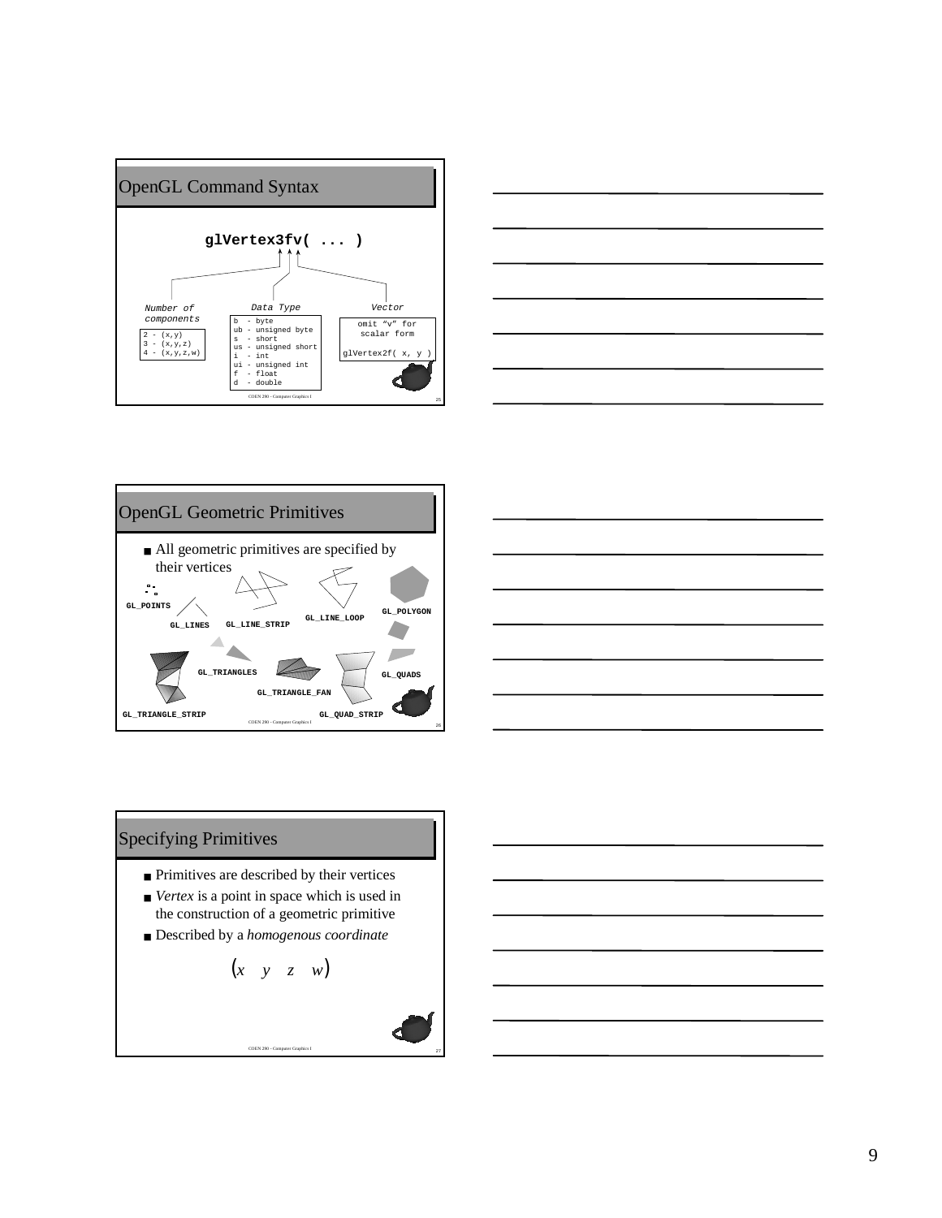## OpenGL Command Syntax

```
glVertex3fv( ... )
```

*Number of components*
- 2 - (x,y)
- 3 - (x,y,z)
- 4 - (x,y,z,w)

*Data Type*
- b - byte
- ub - unsigned byte
- s - short
- us - unsigned short
- i - int
- ui - unsigned int
- f - float
- d - double

*Vector*
- omit "v" for scalar form
- glVertex2f( x, y )

COEN 290 - Computer Graphics I

## OpenGL Geometric Primitives

- All geometric primitives are specified by their vertices

GL_POINTS, GL_LINES, GL_LINE_STRIP, GL_LINE_LOOP, GL_POLYGON, GL_TRIANGLES, GL_QUADS, GL_TRIANGLE_FAN, GL_TRIANGLE_STRIP, GL_QUAD_STRIP

COEN 290 - Computer Graphics I

## Specifying Primitives

- Primitives are described by their vertices
- *Vertex* is a point in space which is used in the construction of a geometric primitive
- Described by a *homogenous coordinate*

$$(x \quad y \quad z \quad w)$$

COEN 290 - Computer Graphics I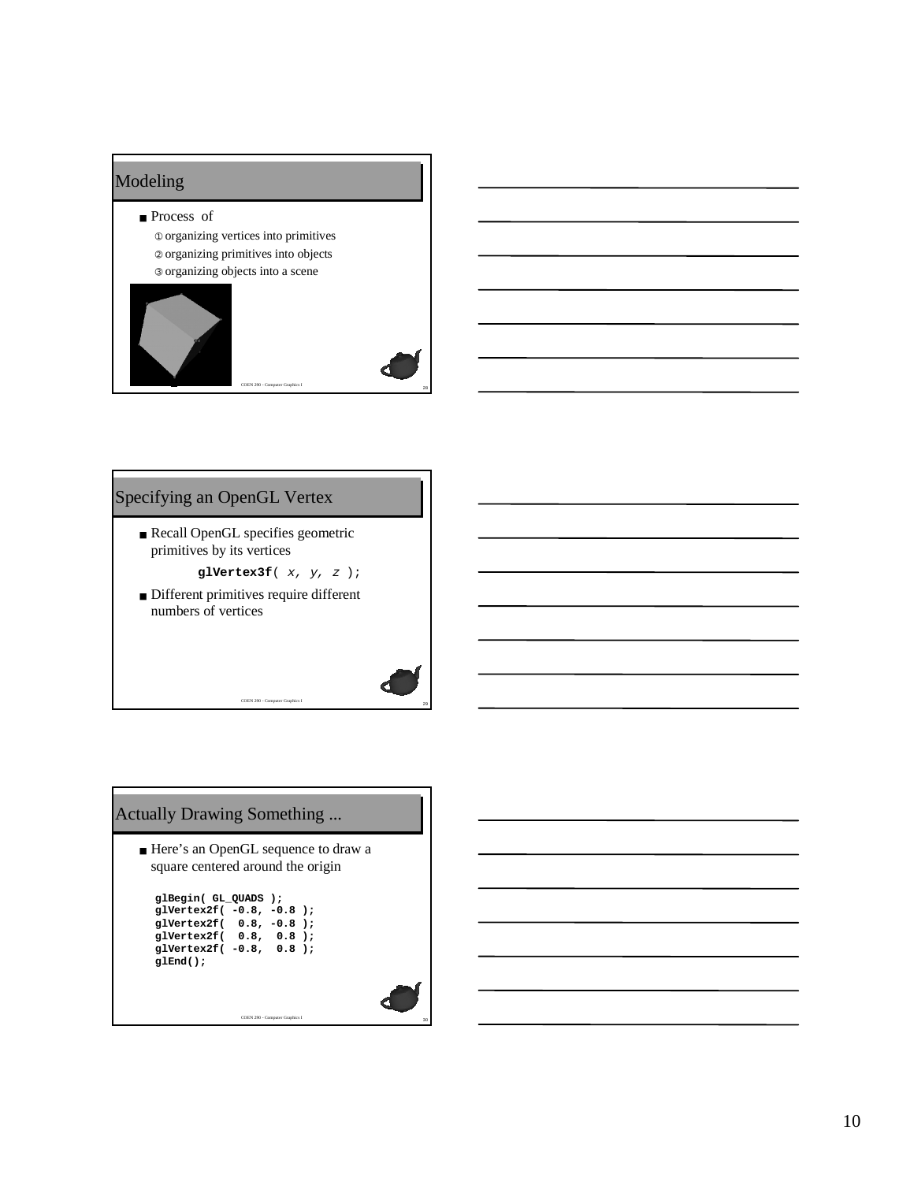## Modeling

- Process of
  1. organizing vertices into primitives
  2. organizing primitives into objects
  3. organizing objects into a scene

## Specifying an OpenGL Vertex

- Recall OpenGL specifies geometric primitives by its vertices

  ```
  glVertex3f( x, y, z );
  ```

- Different primitives require different numbers of vertices

## Actually Drawing Something ...

- Here's an OpenGL sequence to draw a square centered around the origin

```
glBegin( GL_QUADS );
glVertex2f( -0.8, -0.8 );
glVertex2f(  0.8, -0.8 );
glVertex2f(  0.8,  0.8 );
glVertex2f( -0.8,  0.8 );
glEnd();
```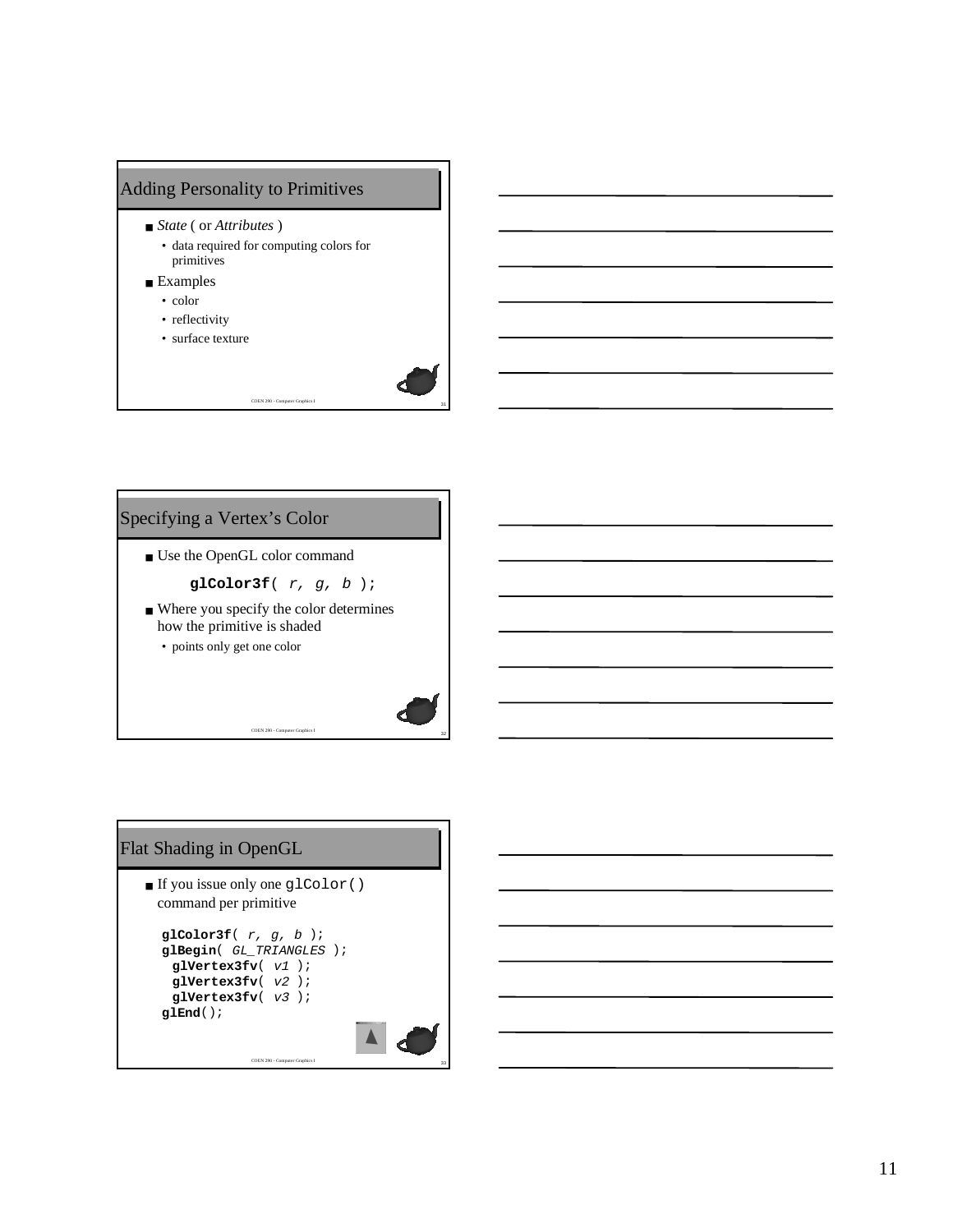## Adding Personality to Primitives

- *State* ( or *Attributes* )
  - data required for computing colors for primitives
- Examples
  - color
  - reflectivity
  - surface texture

## Specifying a Vertex's Color

- Use the OpenGL color command

```
glColor3f( r, g, b );
```

- Where you specify the color determines how the primitive is shaded
  - points only get one color

## Flat Shading in OpenGL

- If you issue only one `glColor()` command per primitive

```
glColor3f( r, g, b );
glBegin( GL_TRIANGLES );
  glVertex3fv( v1 );
  glVertex3fv( v2 );
  glVertex3fv( v3 );
glEnd();
```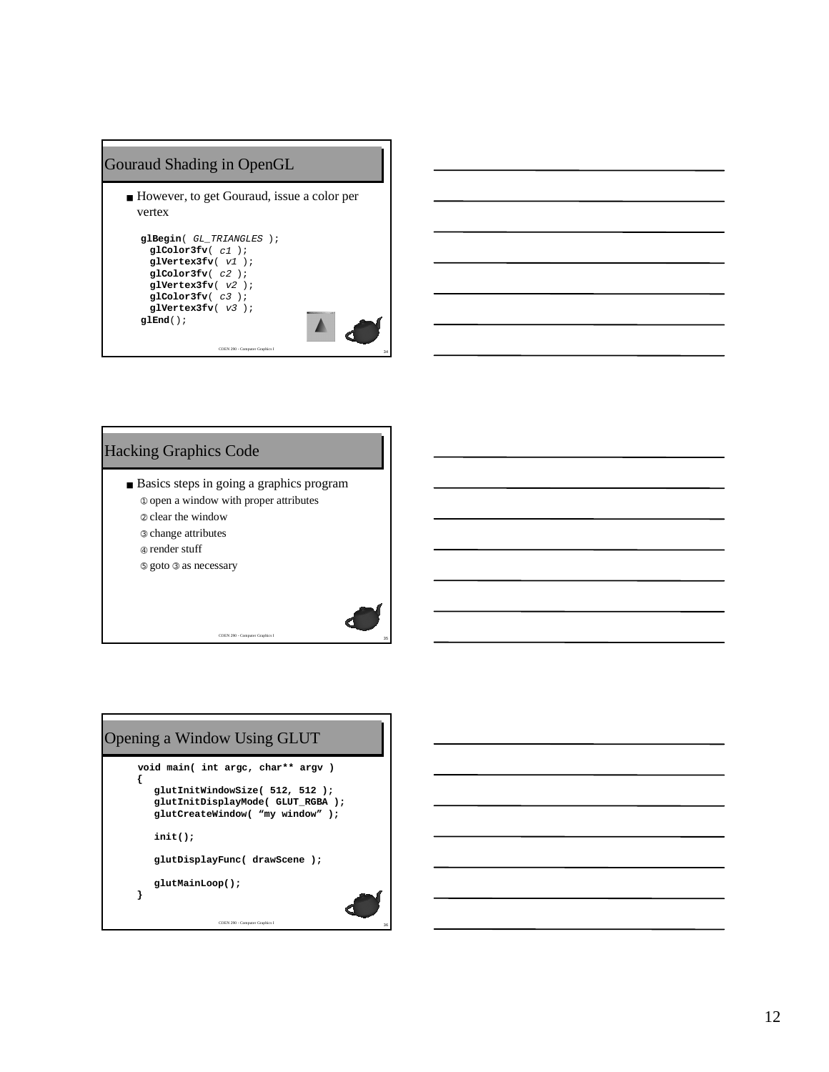## Gouraud Shading in OpenGL

- However, to get Gouraud, issue a color per vertex

```
glBegin( GL_TRIANGLES );
  glColor3fv( c1 );
  glVertex3fv( v1 );
  glColor3fv( c2 );
  glVertex3fv( v2 );
  glColor3fv( c3 );
  glVertex3fv( v3 );
glEnd();
```

## Hacking Graphics Code

- Basics steps in going a graphics program
  1. open a window with proper attributes
  2. clear the window
  3. change attributes
  4. render stuff
  5. goto 3 as necessary

## Opening a Window Using GLUT

```
void main( int argc, char** argv )
{
   glutInitWindowSize( 512, 512 );
   glutInitDisplayMode( GLUT_RGBA );
   glutCreateWindow( "my window" );

   init();

   glutDisplayFunc( drawScene );

   glutMainLoop();
}
```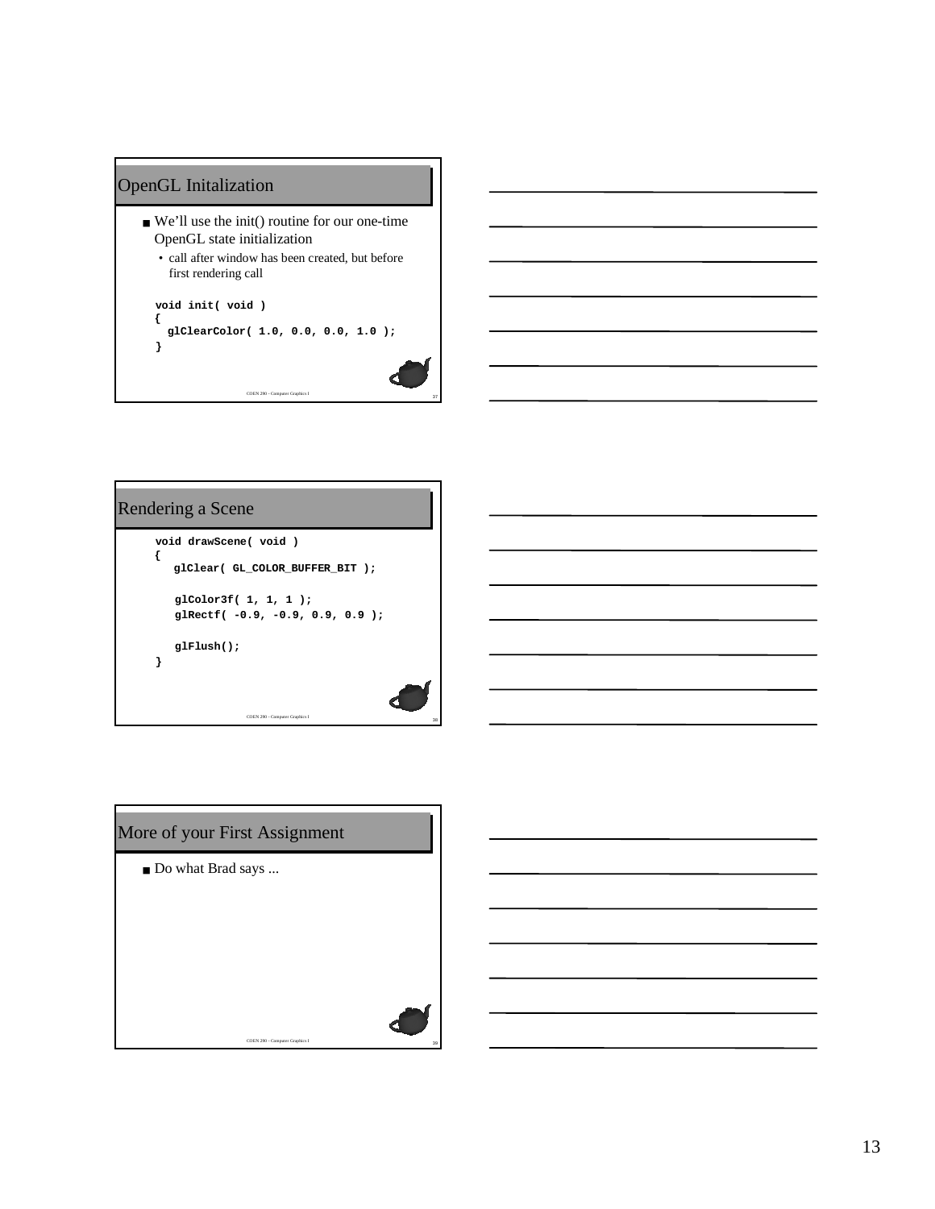## OpenGL Initalization

- We'll use the init() routine for our one-time OpenGL state initialization
  - call after window has been created, but before first rendering call

```
void init( void )
{
  glClearColor( 1.0, 0.0, 0.0, 1.0 );
}
```

## Rendering a Scene

```
void drawScene( void )
{
   glClear( GL_COLOR_BUFFER_BIT );

   glColor3f( 1, 1, 1 );
   glRectf( -0.9, -0.9, 0.9, 0.9 );

   glFlush();
}
```

## More of your First Assignment

- Do what Brad says ...